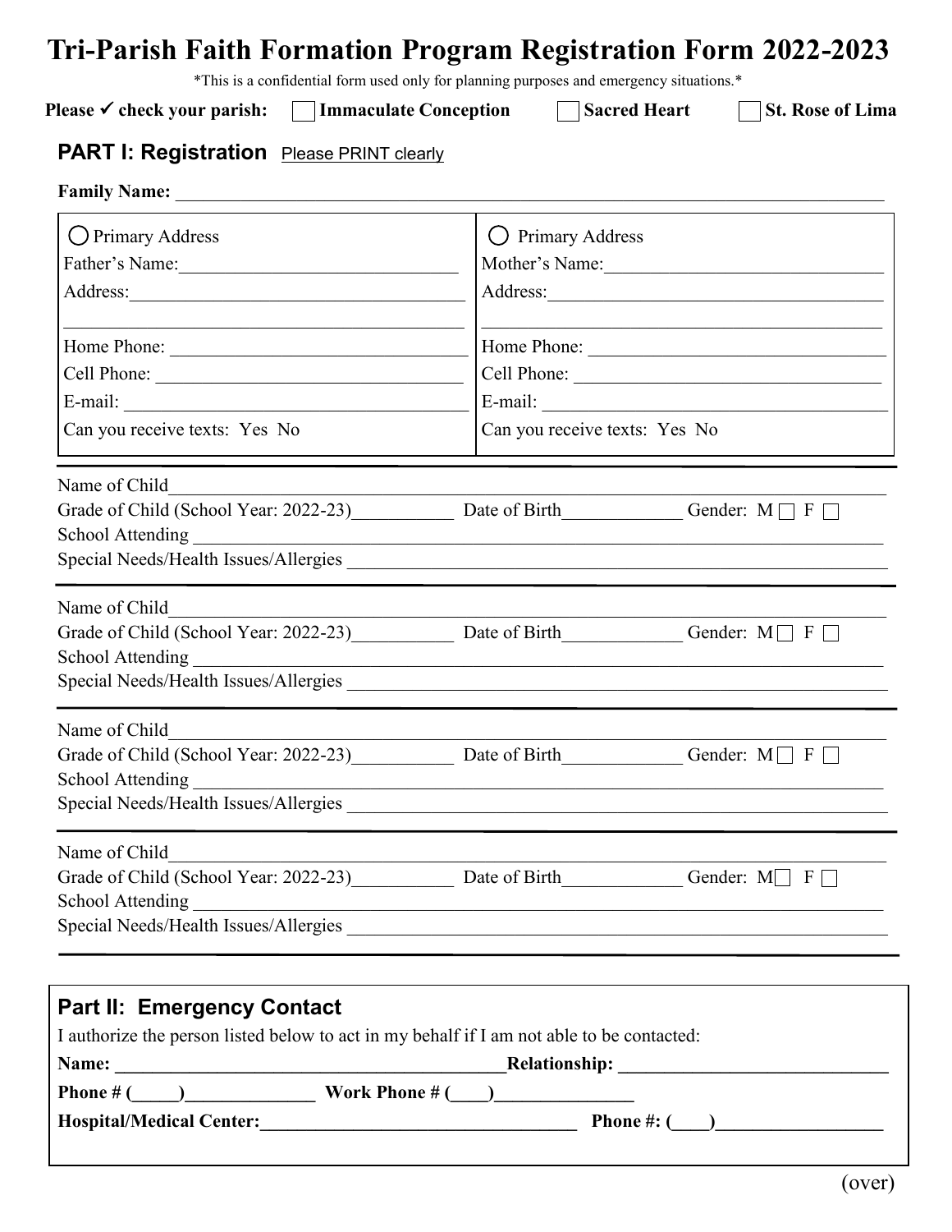# Tri-Parish Faith Formation Program Registration Form 2022-2023

*This is a confidential form used only for planning purposes and emergency situations.*

**Please ✓ check your parish:** ☐ **Immaculate Conception** ☐ **Sacred Heart** ☐ **St. Rose of Lima**

## PART I: Registration <u>Please PRINT clearly</u>

**Family Name:** \_\_\_\_\_\_\_\_\_\_\_\_\_\_\_\_\_\_\_\_\_\_\_\_\_\_\_\_\_\_\_\_\_\_\_\_\_\_\_\_

| ◯ Primary Address | ◯ Primary Address |
|---|---|
| Father's Name: \_\_\_\_\_\_\_\_\_\_\_\_\_\_\_\_\_\_ | Mother's Name: \_\_\_\_\_\_\_\_\_\_\_\_\_\_\_\_\_\_ |
| Address: \_\_\_\_\_\_\_\_\_\_\_\_\_\_\_\_\_\_ | Address: \_\_\_\_\_\_\_\_\_\_\_\_\_\_\_\_\_\_ |
| \_\_\_\_\_\_\_\_\_\_\_\_\_\_\_\_\_\_ | \_\_\_\_\_\_\_\_\_\_\_\_\_\_\_\_\_\_ |
| Home Phone: \_\_\_\_\_\_\_\_\_\_\_\_\_\_\_\_\_\_ | Home Phone: \_\_\_\_\_\_\_\_\_\_\_\_\_\_\_\_\_\_ |
| Cell Phone: \_\_\_\_\_\_\_\_\_\_\_\_\_\_\_\_\_\_ | Cell Phone: \_\_\_\_\_\_\_\_\_\_\_\_\_\_\_\_\_\_ |
| E-mail: \_\_\_\_\_\_\_\_\_\_\_\_\_\_\_\_\_\_ | E-mail: \_\_\_\_\_\_\_\_\_\_\_\_\_\_\_\_\_\_ |
| Can you receive texts: Yes No | Can you receive texts: Yes No |

Name of Child\_\_\_\_\_\_\_\_\_\_\_\_\_\_\_\_\_\_\_\_\_\_\_\_\_\_\_\_\_\_\_\_\_\_\_\_\_\_\_\_

Grade of Child (School Year: 2022-23)\_\_\_\_\_\_\_\_\_\_ Date of Birth\_\_\_\_\_\_\_\_\_\_\_\_ Gender: M ☐ F ☐

School Attending \_\_\_\_\_\_\_\_\_\_\_\_\_\_\_\_\_\_\_\_\_\_\_\_\_\_\_\_\_\_\_\_\_\_\_\_\_\_\_\_

Special Needs/Health Issues/Allergies \_\_\_\_\_\_\_\_\_\_\_\_\_\_\_\_\_\_\_\_\_\_\_\_\_\_\_\_\_\_\_\_\_\_\_\_\_\_\_\_

---

Name of Child\_\_\_\_\_\_\_\_\_\_\_\_\_\_\_\_\_\_\_\_\_\_\_\_\_\_\_\_\_\_\_\_\_\_\_\_\_\_\_\_

Grade of Child (School Year: 2022-23)\_\_\_\_\_\_\_\_\_\_ Date of Birth\_\_\_\_\_\_\_\_\_\_\_\_ Gender: M ☐ F ☐

School Attending \_\_\_\_\_\_\_\_\_\_\_\_\_\_\_\_\_\_\_\_\_\_\_\_\_\_\_\_\_\_\_\_\_\_\_\_\_\_\_\_

Special Needs/Health Issues/Allergies \_\_\_\_\_\_\_\_\_\_\_\_\_\_\_\_\_\_\_\_\_\_\_\_\_\_\_\_\_\_\_\_\_\_\_\_\_\_\_\_

---

Name of Child\_\_\_\_\_\_\_\_\_\_\_\_\_\_\_\_\_\_\_\_\_\_\_\_\_\_\_\_\_\_\_\_\_\_\_\_\_\_\_\_

Grade of Child (School Year: 2022-23)\_\_\_\_\_\_\_\_\_\_ Date of Birth\_\_\_\_\_\_\_\_\_\_\_\_ Gender: M ☐ F ☐

School Attending \_\_\_\_\_\_\_\_\_\_\_\_\_\_\_\_\_\_\_\_\_\_\_\_\_\_\_\_\_\_\_\_\_\_\_\_\_\_\_\_

Special Needs/Health Issues/Allergies \_\_\_\_\_\_\_\_\_\_\_\_\_\_\_\_\_\_\_\_\_\_\_\_\_\_\_\_\_\_\_\_\_\_\_\_\_\_\_\_

---

Name of Child\_\_\_\_\_\_\_\_\_\_\_\_\_\_\_\_\_\_\_\_\_\_\_\_\_\_\_\_\_\_\_\_\_\_\_\_\_\_\_\_

Grade of Child (School Year: 2022-23)\_\_\_\_\_\_\_\_\_\_ Date of Birth\_\_\_\_\_\_\_\_\_\_\_\_ Gender: M ☐ F ☐

School Attending \_\_\_\_\_\_\_\_\_\_\_\_\_\_\_\_\_\_\_\_\_\_\_\_\_\_\_\_\_\_\_\_\_\_\_\_\_\_\_\_

Special Needs/Health Issues/Allergies \_\_\_\_\_\_\_\_\_\_\_\_\_\_\_\_\_\_\_\_\_\_\_\_\_\_\_\_\_\_\_\_\_\_\_\_\_\_\_\_

---

## Part II: Emergency Contact

I authorize the person listed below to act in my behalf if I am not able to be contacted:

**Name:** \_\_\_\_\_\_\_\_\_\_\_\_\_\_\_\_\_\_\_\_\_\_\_\_\_\_\_\_\_\_\_\_\_\_ **Relationship:** \_\_\_\_\_\_\_\_\_\_\_\_\_\_\_\_\_\_\_\_\_\_\_\_

**Phone # (\_\_\_\_\_)\_\_\_\_\_\_\_\_\_\_\_\_\_ Work Phone # (\_\_\_\_)\_\_\_\_\_\_\_\_\_\_\_\_\_\_**

**Hospital/Medical Center:\_\_\_\_\_\_\_\_\_\_\_\_\_\_\_\_\_\_\_\_\_\_\_\_\_\_\_\_\_\_ Phone #: (\_\_\_\_)\_\_\_\_\_\_\_\_\_\_\_\_\_\_\_\_**

(over)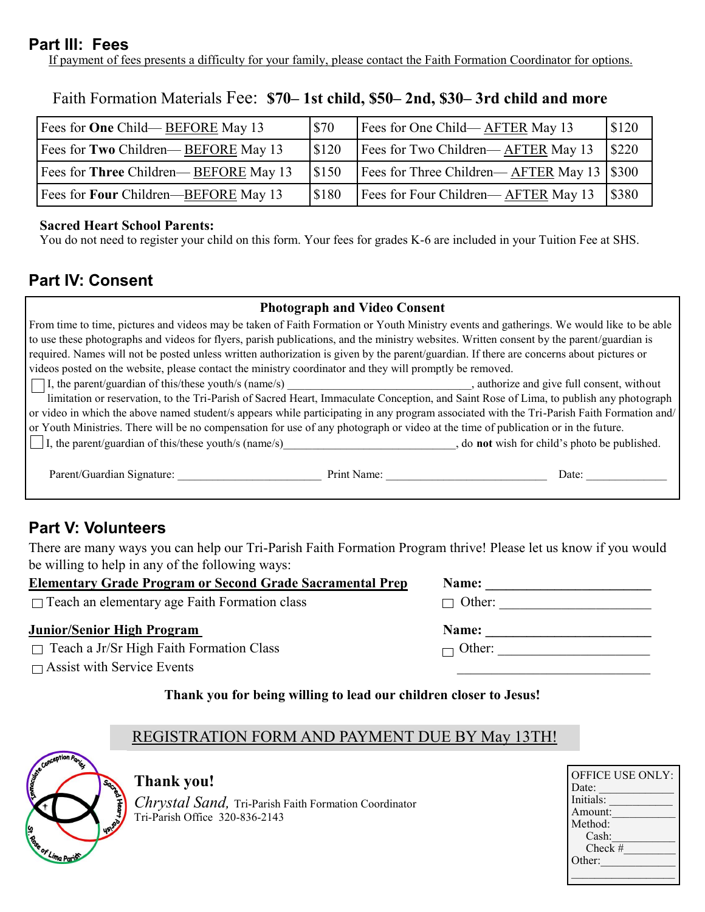## Part III: Fees

If payment of fees presents a difficulty for your family, please contact the Faith Formation Coordinator for options.

Faith Formation Materials Fee: **$70– 1st child, $50– 2nd, $30– 3rd child and more**

| | | | |
|---|---|---|---|
| Fees for **One** Child— BEFORE May 13 | $70 | Fees for One Child— AFTER May 13 | $120 |
| Fees for **Two** Children— BEFORE May 13 | $120 | Fees for Two Children— AFTER May 13 | $220 |
| Fees for **Three** Children— BEFORE May 13 | $150 | Fees for Three Children— AFTER May 13 | $300 |
| Fees for **Four** Children—BEFORE May 13 | $180 | Fees for Four Children— AFTER May 13 | $380 |

**Sacred Heart School Parents:**
You do not need to register your child on this form. Your fees for grades K-6 are included in your Tuition Fee at SHS.

## Part IV: Consent

**Photograph and Video Consent**

From time to time, pictures and videos may be taken of Faith Formation or Youth Ministry events and gatherings. We would like to be able to use these photographs and videos for flyers, parish publications, and the ministry websites. Written consent by the parent/guardian is required. Names will not be posted unless written authorization is given by the parent/guardian. If there are concerns about pictures or videos posted on the website, please contact the ministry coordinator and they will promptly be removed.

☐ I, the parent/guardian of this/these youth/s (name/s) ______________________________, authorize and give full consent, without limitation or reservation, to the Tri-Parish of Sacred Heart, Immaculate Conception, and Saint Rose of Lima, to publish any photograph or video in which the above named student/s appears while participating in any program associated with the Tri-Parish Faith Formation and/or Youth Ministries. There will be no compensation for use of any photograph or video at the time of publication or in the future.

☐ I, the parent/guardian of this/these youth/s (name/s)_____________________________, do **not** wish for child's photo be published.

Parent/Guardian Signature: ________________________ Print Name: ___________________________ Date: _____________

## Part V: Volunteers

There are many ways you can help our Tri-Parish Faith Formation Program thrive! Please let us know if you would be willing to help in any of the following ways:

**Elementary Grade Program or Second Grade Sacramental Prep** — **Name:** ________________________

☐ Teach an elementary age Faith Formation class

☐ Other: ______________________

**Junior/Senior High Program** — **Name:** ________________________

☐ Teach a Jr/Sr High Faith Formation Class

☐ Assist with Service Events

☐ Other: ______________________
____________________________

**Thank you for being willing to lead our children closer to Jesus!**

REGISTRATION FORM AND PAYMENT DUE BY May 13TH!

**Thank you!**

*Chrystal Sand,* Tri-Parish Faith Formation Coordinator
Tri-Parish Office 320-836-2143

OFFICE USE ONLY:
Date: ___________
Initials: __________
Amount: __________
Method:
Cash: __________
Check #________
Other: ___________
________________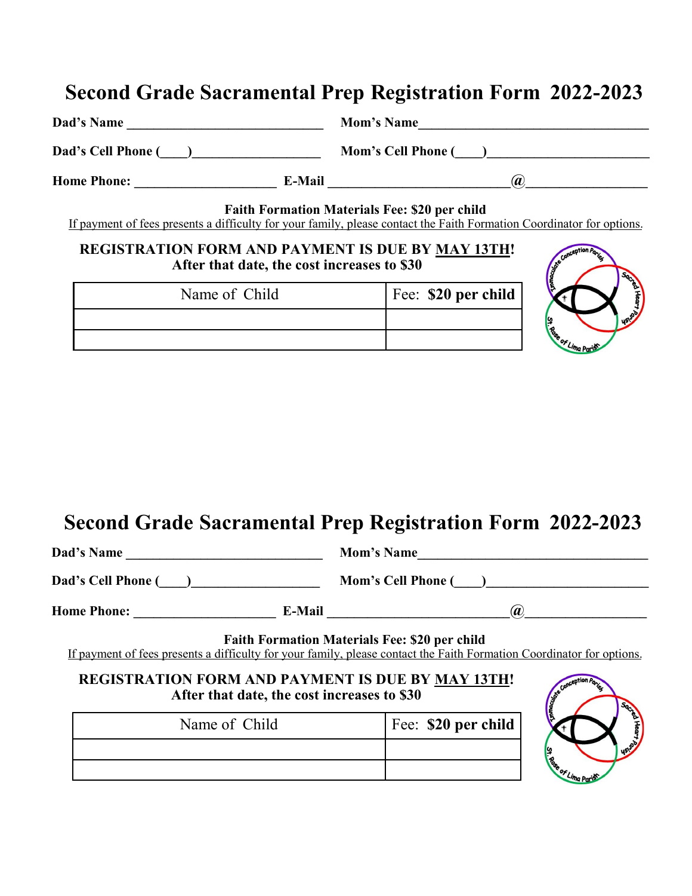# Second Grade Sacramental Prep Registration Form 2022-2023

**Dad's Name** ______________________________ **Mom's Name**___________________________________

**Dad's Cell Phone (____)**___________________ **Mom's Cell Phone (____)**________________________

**Home Phone:** _____________________ **E-Mail** ___________________________@__________________

**Faith Formation Materials Fee: $20 per child**

If payment of fees presents a difficulty for your family, please contact the Faith Formation Coordinator for options.

**REGISTRATION FORM AND PAYMENT IS DUE BY MAY 13TH!**
**After that date, the cost increases to $30**

| Name of Child | Fee: **$20 per child** |
| --- | --- |
| | |
| | |

# Second Grade Sacramental Prep Registration Form 2022-2023

**Dad's Name** ______________________________ **Mom's Name**___________________________________

**Dad's Cell Phone (____)**___________________ **Mom's Cell Phone (____)**________________________

**Home Phone:** _____________________ **E-Mail** ___________________________@__________________

**Faith Formation Materials Fee: $20 per child**

If payment of fees presents a difficulty for your family, please contact the Faith Formation Coordinator for options.

**REGISTRATION FORM AND PAYMENT IS DUE BY MAY 13TH!**
**After that date, the cost increases to $30**

| Name of Child | Fee: **$20 per child** |
| --- | --- |
| | |
| | |